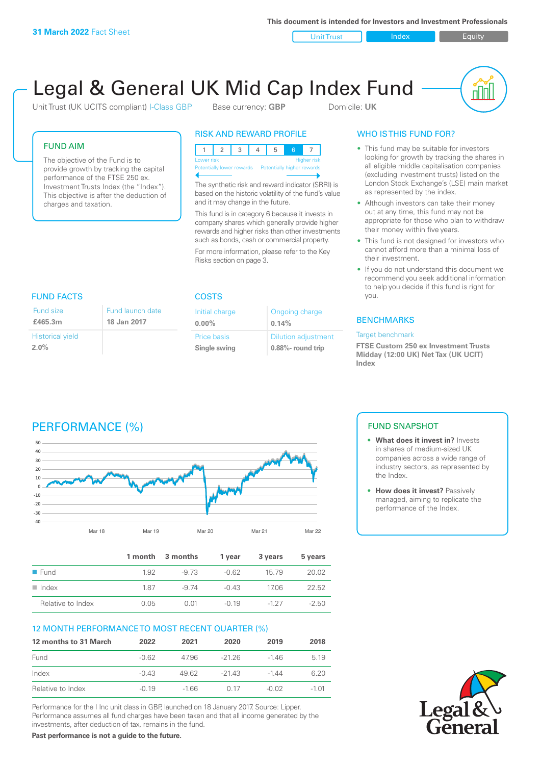31 March 2022 Fact Sheet

This document is intended for Investors and Investment Professionals

Unit Trust | Index | Equity

# Legal & General UK Mid Cap Index Fund

Unit Trust (UK UCITS compliant) I-Class GBP    Base currency: **GBP**    Domicile: **UK**

## FUND AIM

The objective of the Fund is to provide growth by tracking the capital performance of the FTSE 250 ex. Investment Trusts Index (the "Index"). This objective is after the deduction of charges and taxation.

## RISK AND REWARD PROFILE

| 1 | 2 | 3 | 4 | 5 | 6 | 7 |
|---|---|---|---|---|---|---|

Lower risk — Higher risk
Potentially lower rewards — Potentially higher rewards

The synthetic risk and reward indicator (SRRI) is based on the historic volatility of the fund's value and it may change in the future.

This fund is in category 6 because it invests in company shares which generally provide higher rewards and higher risks than other investments such as bonds, cash or commercial property.

For more information, please refer to the Key Risks section on page 3.

## WHO IS THIS FUND FOR?

- This fund may be suitable for investors looking for growth by tracking the shares in all eligible middle capitalisation companies (excluding investment trusts) listed on the London Stock Exchange's (LSE) main market as represented by the index.
- Although investors can take their money out at any time, this fund may not be appropriate for those who plan to withdraw their money within five years.
- This fund is not designed for investors who cannot afford more than a minimal loss of their investment.
- If you do not understand this document we recommend you seek additional information to help you decide if this fund is right for you.

## FUND FACTS

| Fund size | Fund launch date |
|---|---|
| **£465.3m** | **18 Jan 2017** |
| Historical yield | |
| **2.0%** | |

## COSTS

| Initial charge | Ongoing charge |
|---|---|
| **0.00%** | **0.14%** |
| Price basis | Dilution adjustment |
| **Single swing** | **0.88%- round trip** |

## BENCHMARKS

Target benchmark

**FTSE Custom 250 ex Investment Trusts Midday (12:00 UK) Net Tax (UK UCIT) Index**

## PERFORMANCE (%)

|  | 1 month | 3 months | 1 year | 3 years | 5 years |
|---|---|---|---|---|---|
| Fund | 1.92 | -9.73 | -0.62 | 15.79 | 20.02 |
| Index | 1.87 | -9.74 | -0.43 | 17.06 | 22.52 |
| Relative to Index | 0.05 | 0.01 | -0.19 | -1.27 | -2.50 |

## FUND SNAPSHOT

- **What does it invest in?** Invests in shares of medium-sized UK companies across a wide range of industry sectors, as represented by the Index.
- **How does it invest?** Passively managed, aiming to replicate the performance of the Index.

## 12 MONTH PERFORMANCE TO MOST RECENT QUARTER (%)

| 12 months to 31 March | 2022 | 2021 | 2020 | 2019 | 2018 |
|---|---|---|---|---|---|
| Fund | -0.62 | 47.96 | -21.26 | -1.46 | 5.19 |
| Index | -0.43 | 49.62 | -21.43 | -1.44 | 6.20 |
| Relative to Index | -0.19 | -1.66 | 0.17 | -0.02 | -1.01 |

Performance for the I Inc unit class in GBP, launched on 18 January 2017. Source: Lipper. Performance assumes all fund charges have been taken and that all income generated by the investments, after deduction of tax, remains in the fund.

**Past performance is not a guide to the future.**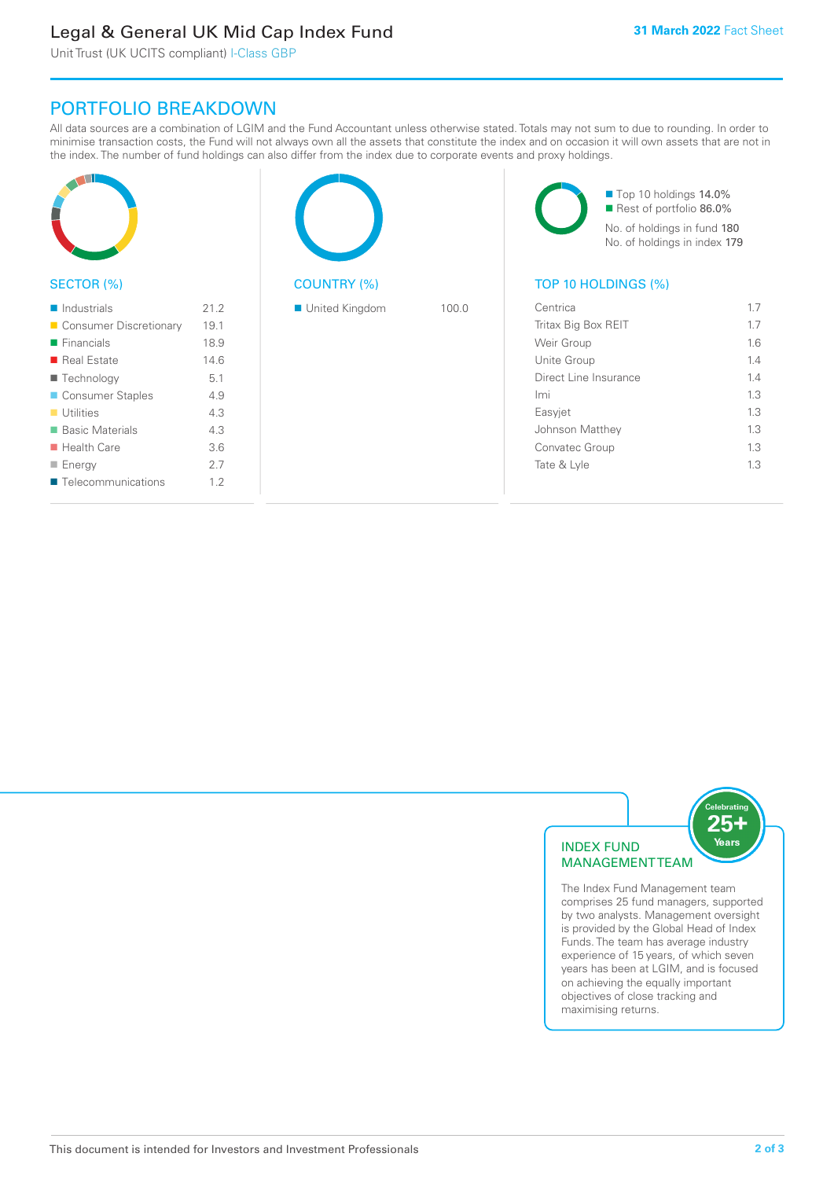# PORTFOLIO BREAKDOWN

All data sources are a combination of LGIM and the Fund Accountant unless otherwise stated. Totals may not sum to due to rounding. In order to minimise transaction costs, the Fund will not always own all the assets that constitute the index and on occasion it will own assets that are not in the index. The number of fund holdings can also differ from the index due to corporate events and proxy holdings.

## SECTOR (%)

| Sector | % |
|---|---|
| Industrials | 21.2 |
| Consumer Discretionary | 19.1 |
| Financials | 18.9 |
| Real Estate | 14.6 |
| Technology | 5.1 |
| Consumer Staples | 4.9 |
| Utilities | 4.3 |
| Basic Materials | 4.3 |
| Health Care | 3.6 |
| Energy | 2.7 |
| Telecommunications | 1.2 |

## COUNTRY (%)

| Country | % |
|---|---|
| United Kingdom | 100.0 |

- Top 10 holdings 14.0%
- Rest of portfolio 86.0%

No. of holdings in fund 180

No. of holdings in index 179

## TOP 10 HOLDINGS (%)

| Holding | % |
|---|---|
| Centrica | 1.7 |
| Tritax Big Box REIT | 1.7 |
| Weir Group | 1.6 |
| Unite Group | 1.4 |
| Direct Line Insurance | 1.4 |
| Imi | 1.3 |
| Easyjet | 1.3 |
| Johnson Matthey | 1.3 |
| Convatec Group | 1.3 |
| Tate & Lyle | 1.3 |

## INDEX FUND MANAGEMENT TEAM

Celebrating 25+ Years

The Index Fund Management team comprises 25 fund managers, supported by two analysts. Management oversight is provided by the Global Head of Index Funds. The team has average industry experience of 15 years, of which seven years has been at LGIM, and is focused on achieving the equally important objectives of close tracking and maximising returns.

This document is intended for Investors and Investment Professionals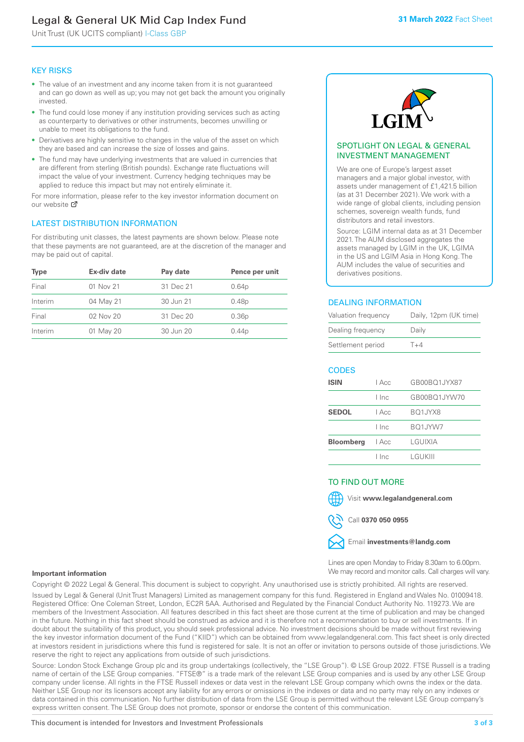# Legal & General UK Mid Cap Index Fund

Unit Trust (UK UCITS compliant) I-Class GBP

31 March 2022 Fact Sheet

## KEY RISKS

- The value of an investment and any income taken from it is not guaranteed and can go down as well as up; you may not get back the amount you originally invested.
- The fund could lose money if any institution providing services such as acting as counterparty to derivatives or other instruments, becomes unwilling or unable to meet its obligations to the fund.
- Derivatives are highly sensitive to changes in the value of the asset on which they are based and can increase the size of losses and gains.
- The fund may have underlying investments that are valued in currencies that are different from sterling (British pounds). Exchange rate fluctuations will impact the value of your investment. Currency hedging techniques may be applied to reduce this impact but may not entirely eliminate it.

For more information, please refer to the key investor information document on our website

## LATEST DISTRIBUTION INFORMATION

For distributing unit classes, the latest payments are shown below. Please note that these payments are not guaranteed, are at the discretion of the manager and may be paid out of capital.

| Type | Ex-div date | Pay date | Pence per unit |
|---|---|---|---|
| Final | 01 Nov 21 | 31 Dec 21 | 0.64p |
| Interim | 04 May 21 | 30 Jun 21 | 0.48p |
| Final | 02 Nov 20 | 31 Dec 20 | 0.36p |
| Interim | 01 May 20 | 30 Jun 20 | 0.44p |

## SPOTLIGHT ON LEGAL & GENERAL INVESTMENT MANAGEMENT

We are one of Europe's largest asset managers and a major global investor, with assets under management of £1,421.5 billion (as at 31 December 2021). We work with a wide range of global clients, including pension schemes, sovereign wealth funds, fund distributors and retail investors.

Source: LGIM internal data as at 31 December 2021. The AUM disclosed aggregates the assets managed by LGIM in the UK, LGIMA in the US and LGIM Asia in Hong Kong. The AUM includes the value of securities and derivatives positions.

## DEALING INFORMATION

| | |
|---|---|
| Valuation frequency | Daily, 12pm (UK time) |
| Dealing frequency | Daily |
| Settlement period | T+4 |

## CODES

| | | |
|---|---|---|
| **ISIN** | I Acc | GB00BQ1JYX87 |
| | I Inc | GB00BQ1JYW70 |
| **SEDOL** | I Acc | BQ1JYX8 |
| | I Inc | BQ1JYW7 |
| **Bloomberg** | I Acc | LGUIXIA |
| | I Inc | LGUKIII |

## TO FIND OUT MORE

Visit **www.legalandgeneral.com**

Call **0370 050 0955**

Email **investments@landg.com**

Lines are open Monday to Friday 8.30am to 6.00pm. We may record and monitor calls. Call charges will vary.

**Important information**

Copyright © 2022 Legal & General. This document is subject to copyright. Any unauthorised use is strictly prohibited. All rights are reserved.

Issued by Legal & General (Unit Trust Managers) Limited as management company for this fund. Registered in England and Wales No. 01009418. Registered Office: One Coleman Street, London, EC2R 5AA. Authorised and Regulated by the Financial Conduct Authority No. 119273. We are members of the Investment Association. All features described in this fact sheet are those current at the time of publication and may be changed in the future. Nothing in this fact sheet should be construed as advice and it is therefore not a recommendation to buy or sell investments. If in doubt about the suitability of this product, you should seek professional advice. No investment decisions should be made without first reviewing the key investor information document of the Fund ("KIID") which can be obtained from www.legalandgeneral.com. This fact sheet is only directed at investors resident in jurisdictions where this fund is registered for sale. It is not an offer or invitation to persons outside of those jurisdictions. We reserve the right to reject any applications from outside of such jurisdictions.

Source: London Stock Exchange Group plc and its group undertakings (collectively, the "LSE Group"). © LSE Group 2022. FTSE Russell is a trading name of certain of the LSE Group companies. "FTSE®" is a trade mark of the relevant LSE Group companies and is used by any other LSE Group company under license. All rights in the FTSE Russell indexes or data vest in the relevant LSE Group company which owns the index or the data. Neither LSE Group nor its licensors accept any liability for any errors or omissions in the indexes or data and no party may rely on any indexes or data contained in this communication. No further distribution of data from the LSE Group is permitted without the relevant LSE Group company's express written consent. The LSE Group does not promote, sponsor or endorse the content of this communication.

This document is intended for Investors and Investment Professionals